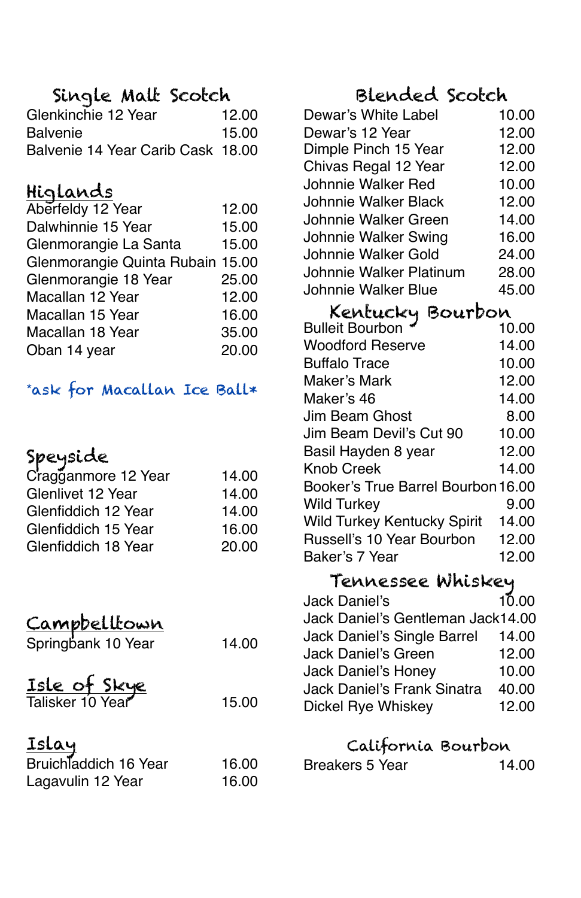## Single Malt Scotch

| | |
|---|---|
| Glenkinchie 12 Year | 12.00 |
| Balvenie | 15.00 |
| Balvenie 14 Year Carib Cask | 18.00 |

### Higlands

| | |
|---|---|
| Aberfeldy 12 Year | 12.00 |
| Dalwhinnie 15 Year | 15.00 |
| Glenmorangie La Santa | 15.00 |
| Glenmorangie Quinta Rubain | 15.00 |
| Glenmorangie 18 Year | 25.00 |
| Macallan 12 Year | 12.00 |
| Macallan 15 Year | 16.00 |
| Macallan 18 Year | 35.00 |
| Oban 14 year | 20.00 |

*ask for Macallan Ice Ball*

### Speyside

| | |
|---|---|
| Cragganmore 12 Year | 14.00 |
| Glenlivet 12 Year | 14.00 |
| Glenfiddich 12 Year | 14.00 |
| Glenfiddich 15 Year | 16.00 |
| Glenfiddich 18 Year | 20.00 |

### Campbelltown

| | |
|---|---|
| Springbank 10 Year | 14.00 |

### Isle of Skye

| | |
|---|---|
| Talisker 10 Year | 15.00 |

### Islay

| | |
|---|---|
| Bruichladdich 16 Year | 16.00 |
| Lagavulin 12 Year | 16.00 |

## Blended Scotch

| | |
|---|---|
| Dewar's White Label | 10.00 |
| Dewar's 12 Year | 12.00 |
| Dimple Pinch 15 Year | 12.00 |
| Chivas Regal 12 Year | 12.00 |
| Johnnie Walker Red | 10.00 |
| Johnnie Walker Black | 12.00 |
| Johnnie Walker Green | 14.00 |
| Johnnie Walker Swing | 16.00 |
| Johnnie Walker Gold | 24.00 |
| Johnnie Walker Platinum | 28.00 |
| Johnnie Walker Blue | 45.00 |

## Kentucky Bourbon

| | |
|---|---|
| Bulleit Bourbon | 10.00 |
| Woodford Reserve | 14.00 |
| Buffalo Trace | 10.00 |
| Maker's Mark | 12.00 |
| Maker's 46 | 14.00 |
| Jim Beam Ghost | 8.00 |
| Jim Beam Devil's Cut 90 | 10.00 |
| Basil Hayden 8 year | 12.00 |
| Knob Creek | 14.00 |
| Booker's True Barrel Bourbon | 16.00 |
| Wild Turkey | 9.00 |
| Wild Turkey Kentucky Spirit | 14.00 |
| Russell's 10 Year Bourbon | 12.00 |
| Baker's 7 Year | 12.00 |

## Tennessee Whiskey

| | |
|---|---|
| Jack Daniel's | 10.00 |
| Jack Daniel's Gentleman Jack | 14.00 |
| Jack Daniel's Single Barrel | 14.00 |
| Jack Daniel's Green | 12.00 |
| Jack Daniel's Honey | 10.00 |
| Jack Daniel's Frank Sinatra | 40.00 |
| Dickel Rye Whiskey | 12.00 |

## California Bourbon

| | |
|---|---|
| Breakers 5 Year | 14.00 |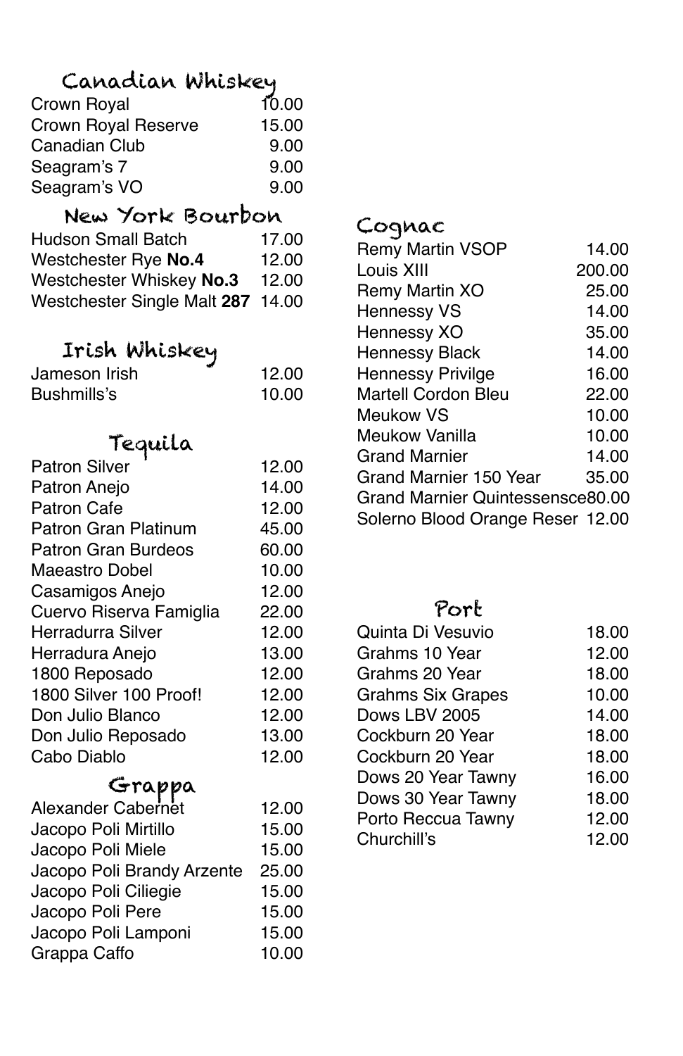## Canadian Whiskey

| | |
|---|---|
| Crown Royal | 10.00 |
| Crown Royal Reserve | 15.00 |
| Canadian Club | 9.00 |
| Seagram's 7 | 9.00 |
| Seagram's VO | 9.00 |

## New York Bourbon

| | |
|---|---|
| Hudson Small Batch | 17.00 |
| Westchester Rye **No.4** | 12.00 |
| Westchester Whiskey **No.3** | 12.00 |
| Westchester Single Malt **287** | 14.00 |

## Irish Whiskey

| | |
|---|---|
| Jameson Irish | 12.00 |
| Bushmills's | 10.00 |

## Tequila

| | |
|---|---|
| Patron Silver | 12.00 |
| Patron Anejo | 14.00 |
| Patron Cafe | 12.00 |
| Patron Gran Platinum | 45.00 |
| Patron Gran Burdeos | 60.00 |
| Maeastro Dobel | 10.00 |
| Casamigos Anejo | 12.00 |
| Cuervo Riserva Famiglia | 22.00 |
| Herradurra Silver | 12.00 |
| Herradura Anejo | 13.00 |
| 1800 Reposado | 12.00 |
| 1800 Silver 100 Proof! | 12.00 |
| Don Julio Blanco | 12.00 |
| Don Julio Reposado | 13.00 |
| Cabo Diablo | 12.00 |

## Grappa

| | |
|---|---|
| Alexander Cabernet | 12.00 |
| Jacopo Poli Mirtillo | 15.00 |
| Jacopo Poli Miele | 15.00 |
| Jacopo Poli Brandy Arzente | 25.00 |
| Jacopo Poli Ciliegie | 15.00 |
| Jacopo Poli Pere | 15.00 |
| Jacopo Poli Lamponi | 15.00 |
| Grappa Caffo | 10.00 |

## Cognac

| | |
|---|---|
| Remy Martin VSOP | 14.00 |
| Louis XIII | 200.00 |
| Remy Martin XO | 25.00 |
| Hennessy VS | 14.00 |
| Hennessy XO | 35.00 |
| Hennessy Black | 14.00 |
| Hennessy Privilge | 16.00 |
| Martell Cordon Bleu | 22.00 |
| Meukow VS | 10.00 |
| Meukow Vanilla | 10.00 |
| Grand Marnier | 14.00 |
| Grand Marnier 150 Year | 35.00 |
| Grand Marnier Quintessensce | 80.00 |
| Solerno Blood Orange Reser | 12.00 |

## Port

| | |
|---|---|
| Quinta Di Vesuvio | 18.00 |
| Grahms 10 Year | 12.00 |
| Grahms 20 Year | 18.00 |
| Grahms Six Grapes | 10.00 |
| Dows LBV 2005 | 14.00 |
| Cockburn 20 Year | 18.00 |
| Cockburn 20 Year | 18.00 |
| Dows 20 Year Tawny | 16.00 |
| Dows 30 Year Tawny | 18.00 |
| Porto Reccua Tawny | 12.00 |
| Churchill's | 12.00 |